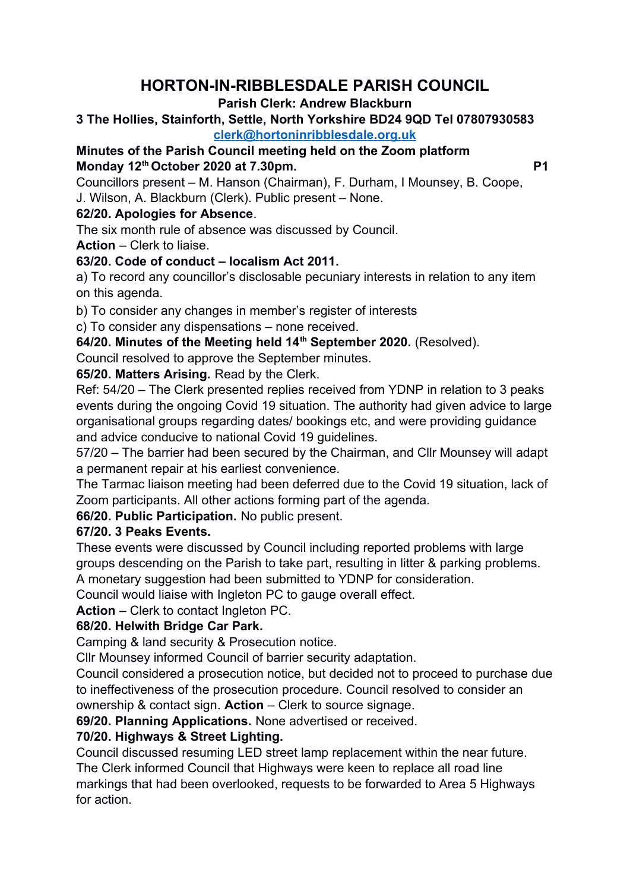# HORTON-IN-RIBBLESDALE PARISH COUNCIL

**Parish Clerk: Andrew Blackburn**

**3 The Hollies, Stainforth, Settle, North Yorkshire BD24 9QD Tel 07807930583**

**clerk@hortoninribblesdale.org.uk**

**Minutes of the Parish Council meeting held on the Zoom platform**
**Monday 12th October 2020 at 7.30pm.** **P1**

Councillors present – M. Hanson (Chairman), F. Durham, I Mounsey, B. Coope, J. Wilson, A. Blackburn (Clerk). Public present – None.

**62/20. Apologies for Absence**.

The six month rule of absence was discussed by Council.

**Action** – Clerk to liaise.

**63/20. Code of conduct – localism Act 2011.**

a) To record any councillor's disclosable pecuniary interests in relation to any item on this agenda.

b) To consider any changes in member's register of interests

c) To consider any dispensations – none received.

**64/20. Minutes of the Meeting held 14th September 2020.** (Resolved).

Council resolved to approve the September minutes.

**65/20. Matters Arising.** Read by the Clerk.

Ref: 54/20 – The Clerk presented replies received from YDNP in relation to 3 peaks events during the ongoing Covid 19 situation. The authority had given advice to large organisational groups regarding dates/ bookings etc, and were providing guidance and advice conducive to national Covid 19 guidelines.

57/20 – The barrier had been secured by the Chairman, and Cllr Mounsey will adapt a permanent repair at his earliest convenience.

The Tarmac liaison meeting had been deferred due to the Covid 19 situation, lack of Zoom participants. All other actions forming part of the agenda.

**66/20. Public Participation.** No public present.

**67/20. 3 Peaks Events.**

These events were discussed by Council including reported problems with large groups descending on the Parish to take part, resulting in litter & parking problems.

A monetary suggestion had been submitted to YDNP for consideration.

Council would liaise with Ingleton PC to gauge overall effect.

**Action** – Clerk to contact Ingleton PC.

**68/20. Helwith Bridge Car Park.**

Camping & land security & Prosecution notice.

Cllr Mounsey informed Council of barrier security adaptation.

Council considered a prosecution notice, but decided not to proceed to purchase due to ineffectiveness of the prosecution procedure. Council resolved to consider an ownership & contact sign. **Action** – Clerk to source signage.

**69/20. Planning Applications.** None advertised or received.

**70/20. Highways & Street Lighting.**

Council discussed resuming LED street lamp replacement within the near future.

The Clerk informed Council that Highways were keen to replace all road line markings that had been overlooked, requests to be forwarded to Area 5 Highways for action.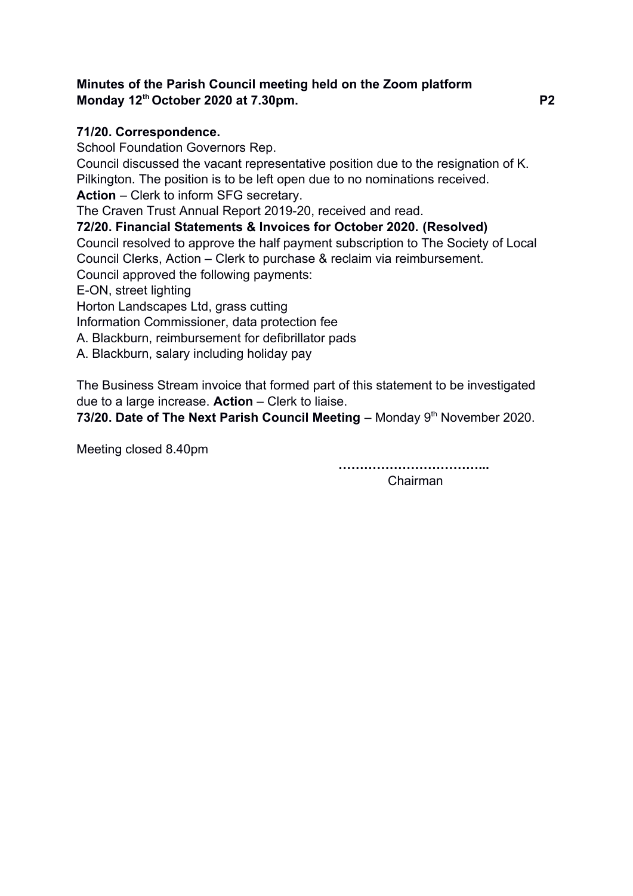**Minutes of the Parish Council meeting held on the Zoom platform**
**Monday 12th October 2020 at 7.30pm.**

**71/20. Correspondence.**

School Foundation Governors Rep.
Council discussed the vacant representative position due to the resignation of K. Pilkington. The position is to be left open due to no nominations received.
**Action** – Clerk to inform SFG secretary.
The Craven Trust Annual Report 2019-20, received and read.

**72/20. Financial Statements & Invoices for October 2020. (Resolved)**

Council resolved to approve the half payment subscription to The Society of Local Council Clerks, Action – Clerk to purchase & reclaim via reimbursement.
Council approved the following payments:
E-ON, street lighting
Horton Landscapes Ltd, grass cutting
Information Commissioner, data protection fee
A. Blackburn, reimbursement for defibrillator pads
A. Blackburn, salary including holiday pay

The Business Stream invoice that formed part of this statement to be investigated due to a large increase. **Action** – Clerk to liaise.

**73/20. Date of The Next Parish Council Meeting** – Monday 9th November 2020.

Meeting closed 8.40pm

**……………………………...**
Chairman